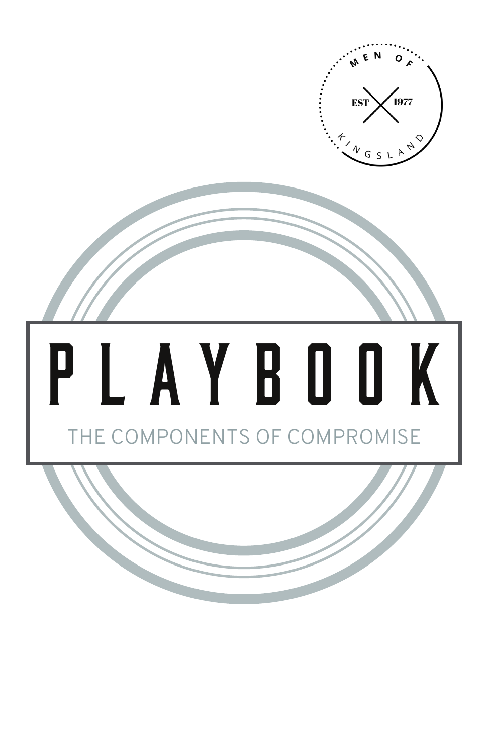MEN OF KINGSLAND

EST 1977

# PLAYBOOK

## THE COMPONENTS OF COMPROMISE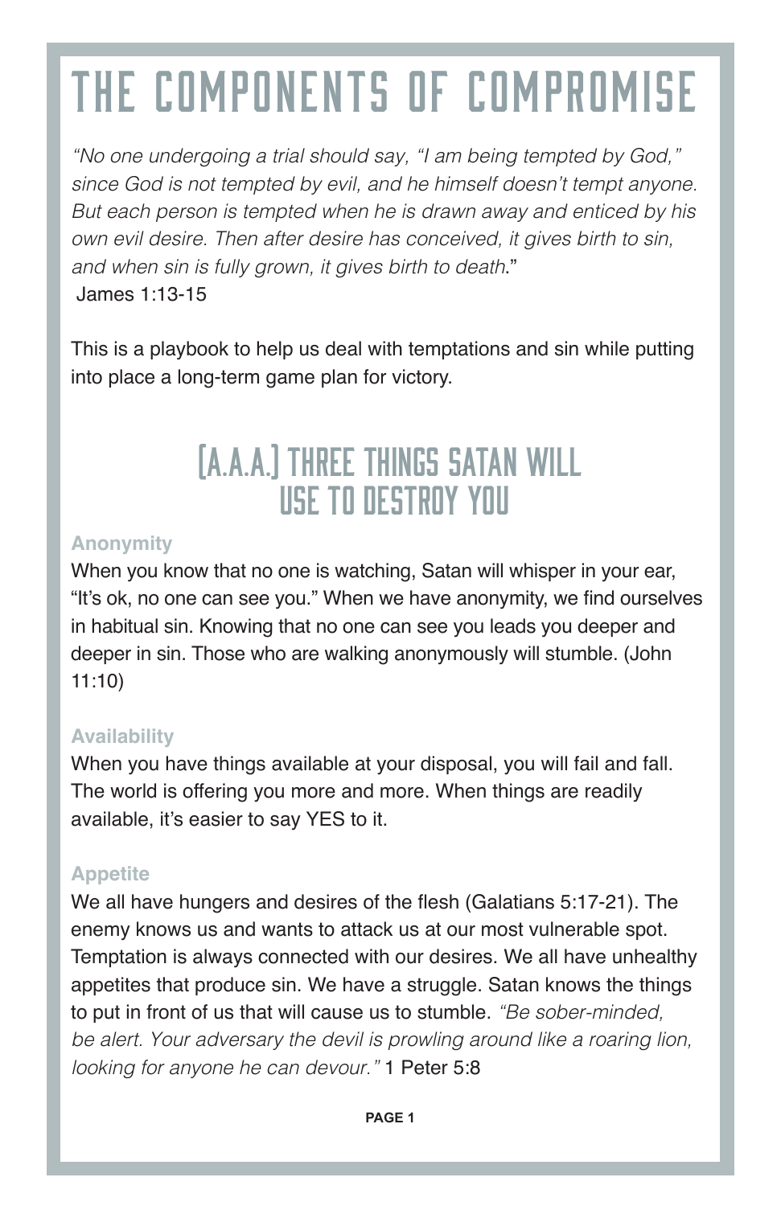# THE COMPONENTS OF COMPROMISE

*"No one undergoing a trial should say, "I am being tempted by God," since God is not tempted by evil, and he himself doesn't tempt anyone. But each person is tempted when he is drawn away and enticed by his own evil desire. Then after desire has conceived, it gives birth to sin, and when sin is fully grown, it gives birth to death*."
James 1:13-15

This is a playbook to help us deal with temptations and sin while putting into place a long-term game plan for victory.

## [A.A.A.] THREE THINGS SATAN WILL USE TO DESTROY YOU

### Anonymity

When you know that no one is watching, Satan will whisper in your ear, "It's ok, no one can see you." When we have anonymity, we find ourselves in habitual sin. Knowing that no one can see you leads you deeper and deeper in sin. Those who are walking anonymously will stumble. (John 11:10)

### Availability

When you have things available at your disposal, you will fail and fall. The world is offering you more and more. When things are readily available, it's easier to say YES to it.

### Appetite

We all have hungers and desires of the flesh (Galatians 5:17-21). The enemy knows us and wants to attack us at our most vulnerable spot. Temptation is always connected with our desires. We all have unhealthy appetites that produce sin. We have a struggle. Satan knows the things to put in front of us that will cause us to stumble. *"Be sober-minded, be alert. Your adversary the devil is prowling around like a roaring lion, looking for anyone he can devour."* 1 Peter 5:8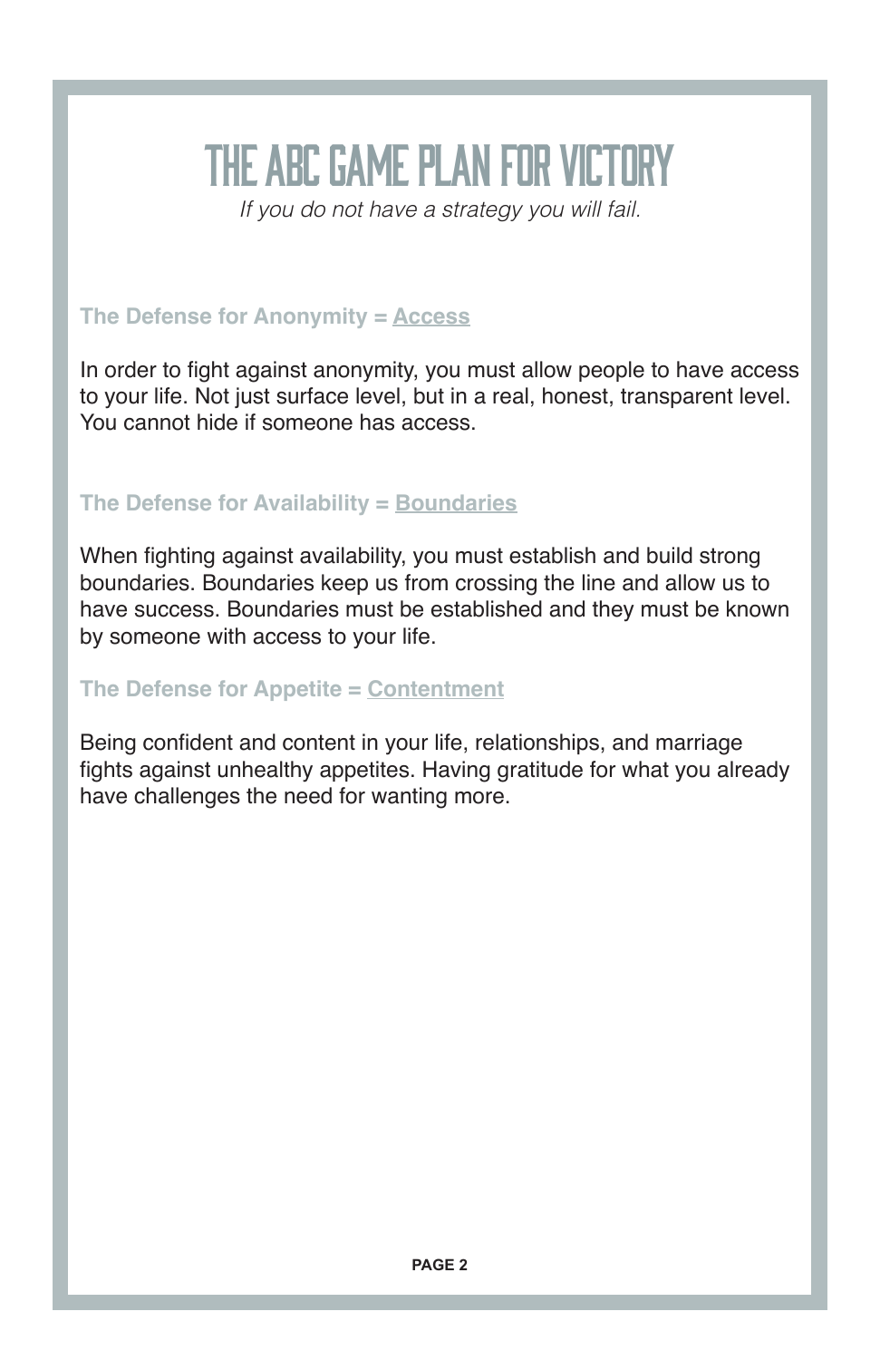# THE ABC GAME PLAN FOR VICTORY

*If you do not have a strategy you will fail.*

### The Defense for Anonymity = Access

In order to fight against anonymity, you must allow people to have access to your life. Not just surface level, but in a real, honest, transparent level. You cannot hide if someone has access.

### The Defense for Availability = Boundaries

When fighting against availability, you must establish and build strong boundaries. Boundaries keep us from crossing the line and allow us to have success. Boundaries must be established and they must be known by someone with access to your life.

### The Defense for Appetite = Contentment

Being confident and content in your life, relationships, and marriage fights against unhealthy appetites. Having gratitude for what you already have challenges the need for wanting more.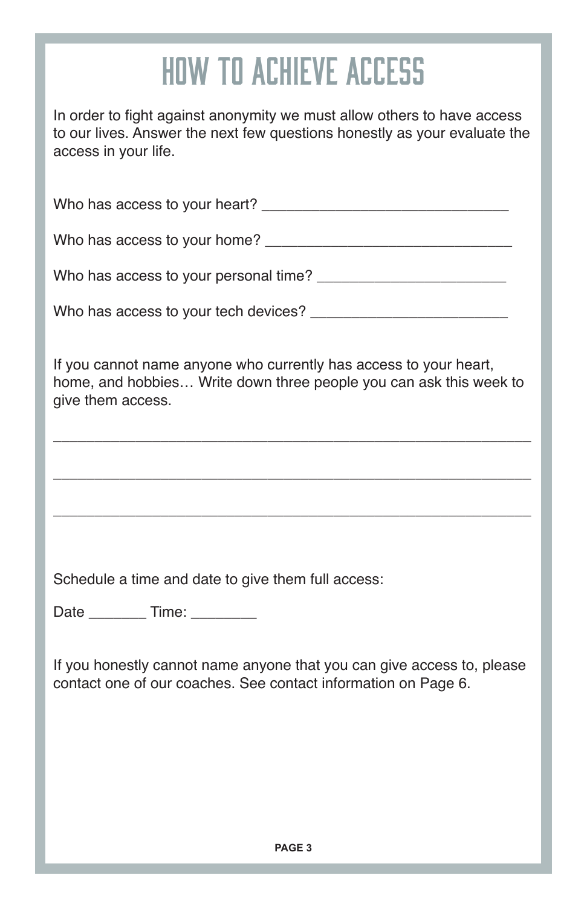# HOW TO ACHIEVE ACCESS

In order to fight against anonymity we must allow others to have access to our lives. Answer the next few questions honestly as your evaluate the access in your life.

Who has access to your heart? ______________________________

Who has access to your home? ______________________________

Who has access to your personal time? ______________________

Who has access to your tech devices? ________________________

If you cannot name anyone who currently has access to your heart, home, and hobbies… Write down three people you can ask this week to give them access.

___________________________________________________________

___________________________________________________________

___________________________________________________________

Schedule a time and date to give them full access:

Date _______ Time: ________

If you honestly cannot name anyone that you can give access to, please contact one of our coaches. See contact information on Page 6.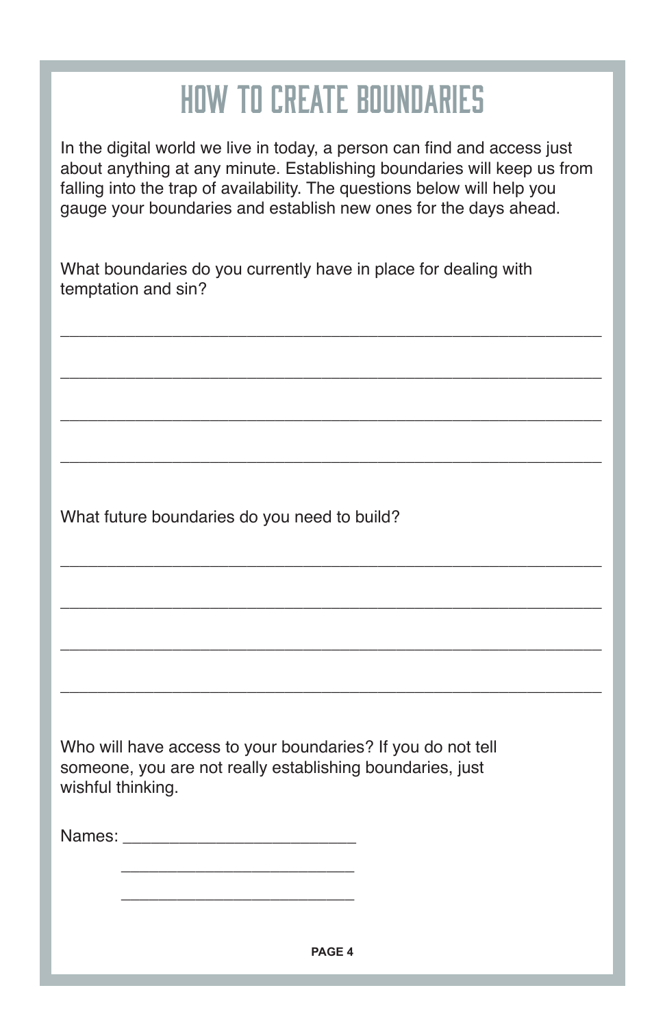# HOW TO CREATE BOUNDARIES

In the digital world we live in today, a person can find and access just about anything at any minute. Establishing boundaries will keep us from falling into the trap of availability. The questions below will help you gauge your boundaries and establish new ones for the days ahead.

What boundaries do you currently have in place for dealing with temptation and sin?

______________________________________________________________

______________________________________________________________

______________________________________________________________

______________________________________________________________

What future boundaries do you need to build?

______________________________________________________________

______________________________________________________________

______________________________________________________________

______________________________________________________________

Who will have access to your boundaries? If you do not tell someone, you are not really establishing boundaries, just wishful thinking.

Names: ___________________________

___________________________

___________________________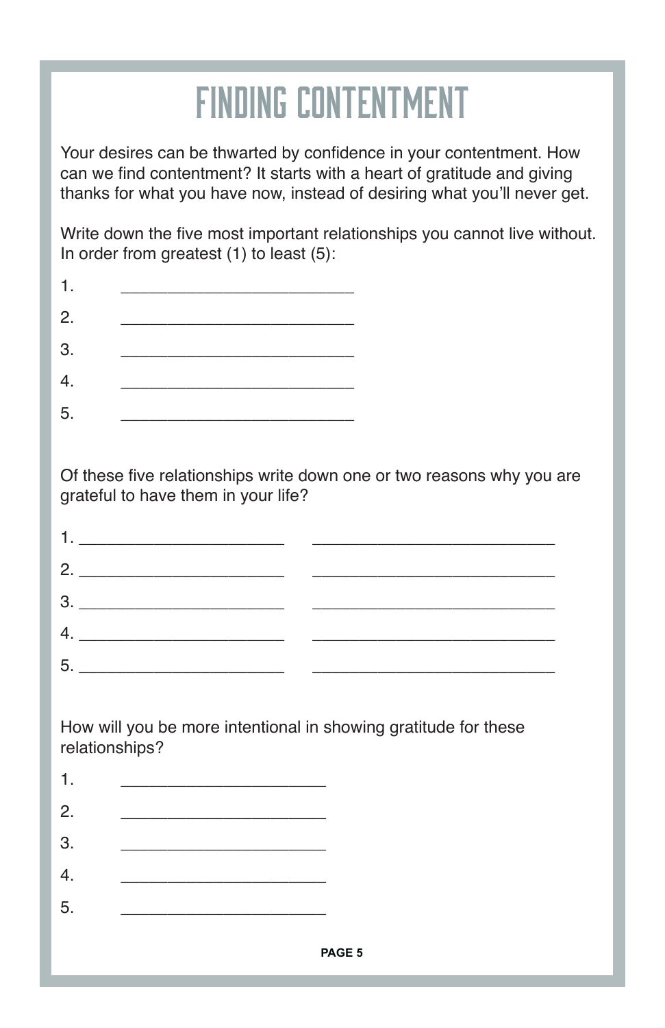# FINDING CONTENTMENT

Your desires can be thwarted by confidence in your contentment. How can we find contentment? It starts with a heart of gratitude and giving thanks for what you have now, instead of desiring what you'll never get.

Write down the five most important relationships you cannot live without. In order from greatest (1) to least (5):

1. ______________________________
2. ______________________________
3. ______________________________
4. ______________________________
5. ______________________________

Of these five relationships write down one or two reasons why you are grateful to have them in your life?

1. __________________________ ______________________________
2. __________________________ ______________________________
3. __________________________ ______________________________
4. __________________________ ______________________________
5. __________________________ ______________________________

How will you be more intentional in showing gratitude for these relationships?

1. __________________________
2. __________________________
3. __________________________
4. __________________________
5. __________________________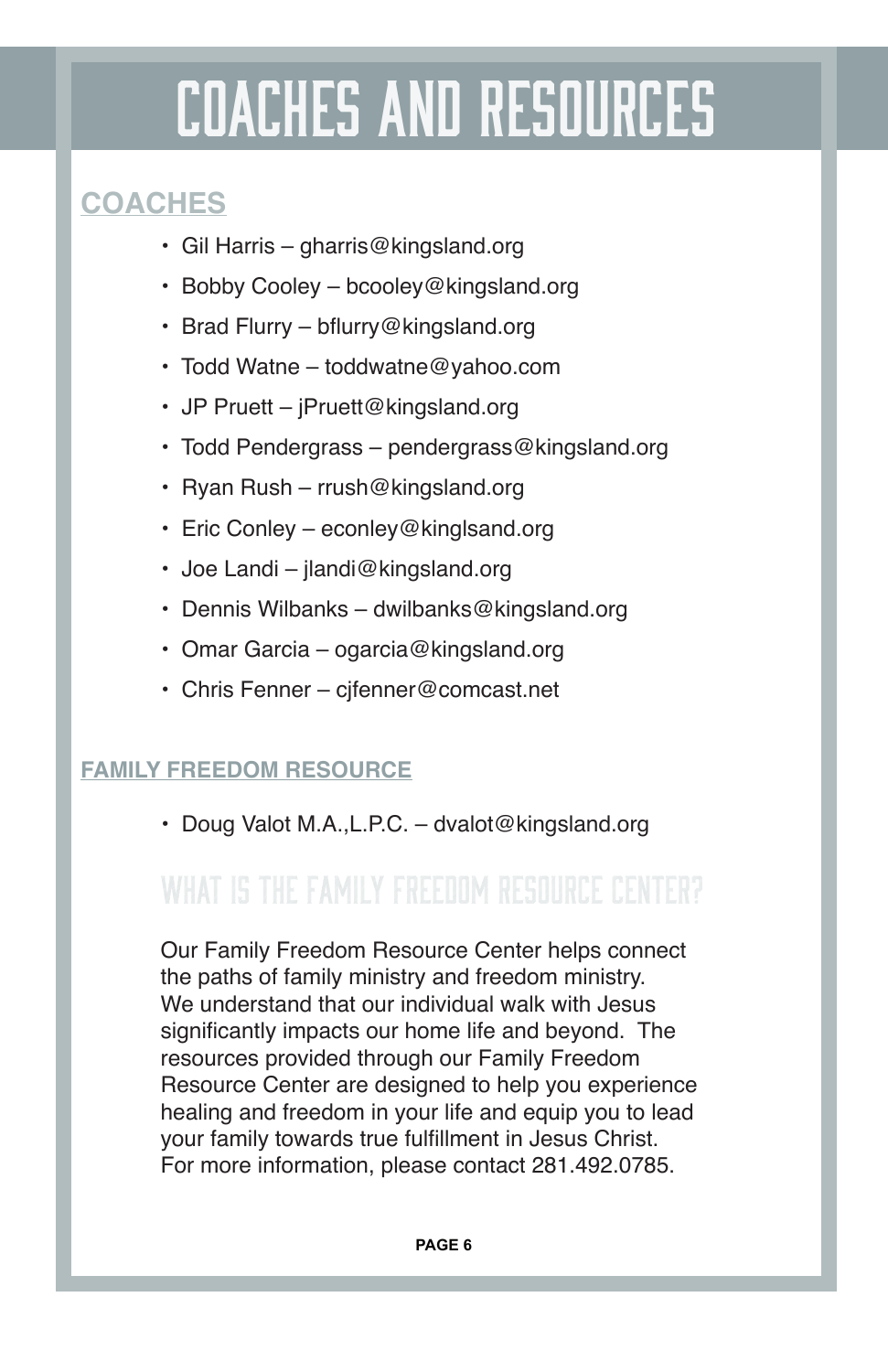# COACHES AND RESOURCES

## COACHES

- Gil Harris – gharris@kingsland.org
- Bobby Cooley – bcooley@kingsland.org
- Brad Flurry – bflurry@kingsland.org
- Todd Watne – toddwatne@yahoo.com
- JP Pruett – jPruett@kingsland.org
- Todd Pendergrass – pendergrass@kingsland.org
- Ryan Rush – rrush@kingsland.org
- Eric Conley – econley@kinglsand.org
- Joe Landi – jlandi@kingsland.org
- Dennis Wilbanks – dwilbanks@kingsland.org
- Omar Garcia – ogarcia@kingsland.org
- Chris Fenner – cjfenner@comcast.net

### FAMILY FREEDOM RESOURCE

- Doug Valot M.A.,L.P.C. – dvalot@kingsland.org

### WHAT IS THE FAMILY FREEDOM RESOURCE CENTER?

Our Family Freedom Resource Center helps connect the paths of family ministry and freedom ministry. We understand that our individual walk with Jesus significantly impacts our home life and beyond. The resources provided through our Family Freedom Resource Center are designed to help you experience healing and freedom in your life and equip you to lead your family towards true fulfillment in Jesus Christ. For more information, please contact 281.492.0785.